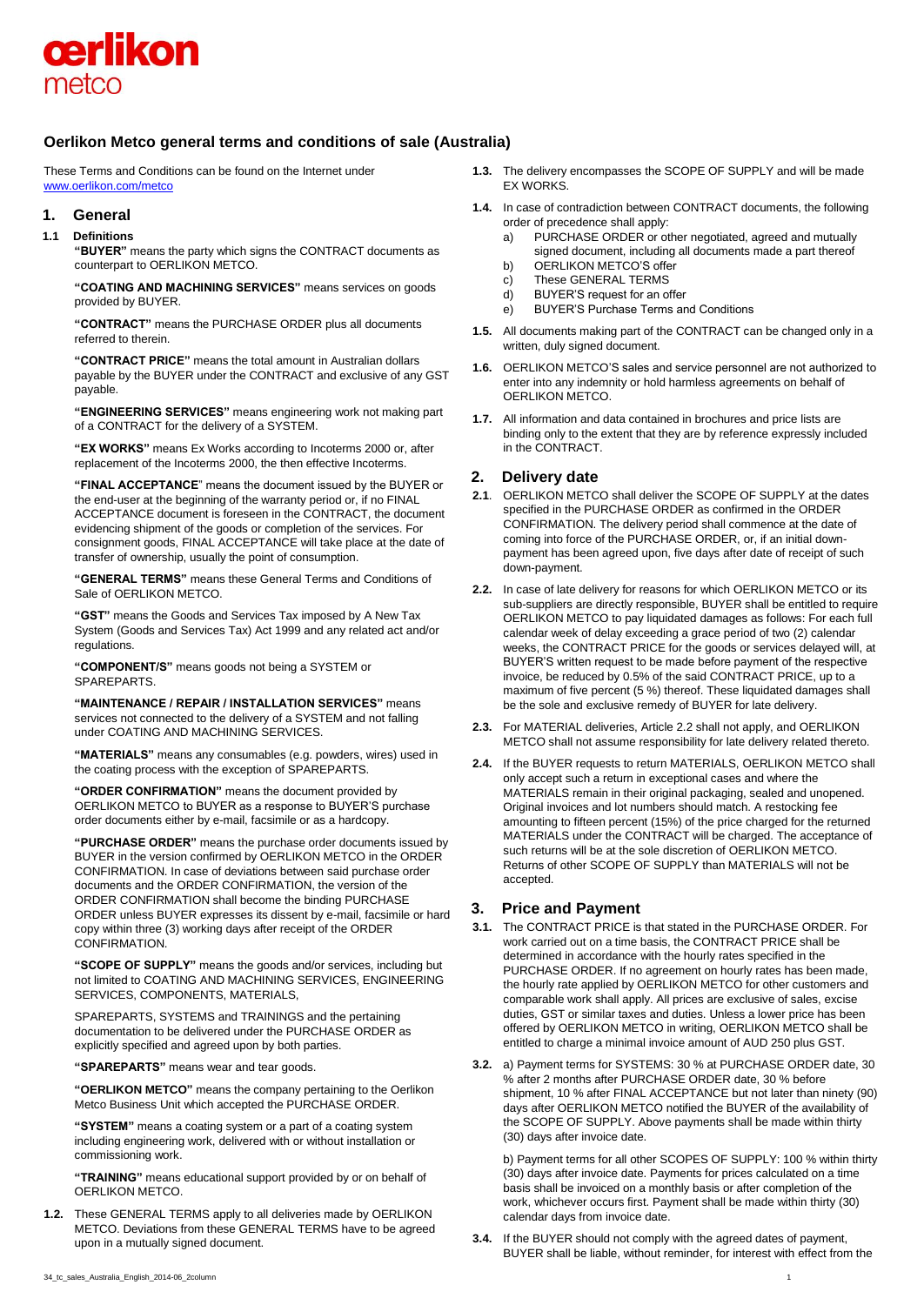# Oerlikon Metco general terms and conditions of sale (Australia)

These Terms and Conditions can be found on the Internet under www.oerlikon.com/metco

## 1. General

### 1.1 Definitions

**"BUYER"** means the party which signs the CONTRACT documents as counterpart to OERLIKON METCO.

**"COATING AND MACHINING SERVICES"** means services on goods provided by BUYER.

**"CONTRACT"** means the PURCHASE ORDER plus all documents referred to therein.

**"CONTRACT PRICE"** means the total amount in Australian dollars payable by the BUYER under the CONTRACT and exclusive of any GST payable.

**"ENGINEERING SERVICES"** means engineering work not making part of a CONTRACT for the delivery of a SYSTEM.

**"EX WORKS"** means Ex Works according to Incoterms 2000 or, after replacement of the Incoterms 2000, the then effective Incoterms.

**"FINAL ACCEPTANCE"** means the document issued by the BUYER or the end-user at the beginning of the warranty period or, if no FINAL ACCEPTANCE document is foreseen in the CONTRACT, the document evidencing shipment of the goods or completion of the services. For consignment goods, FINAL ACCEPTANCE will take place at the date of transfer of ownership, usually the point of consumption.

**"GENERAL TERMS"** means these General Terms and Conditions of Sale of OERLIKON METCO.

**"GST"** means the Goods and Services Tax imposed by A New Tax System (Goods and Services Tax) Act 1999 and any related act and/or regulations.

**"COMPONENT/S"** means goods not being a SYSTEM or SPAREPARTS.

**"MAINTENANCE / REPAIR / INSTALLATION SERVICES"** means services not connected to the delivery of a SYSTEM and not falling under COATING AND MACHINING SERVICES.

**"MATERIALS"** means any consumables (e.g. powders, wires) used in the coating process with the exception of SPAREPARTS.

**"ORDER CONFIRMATION"** means the document provided by OERLIKON METCO to BUYER as a response to BUYER'S purchase order documents either by e-mail, facsimile or as a hardcopy.

**"PURCHASE ORDER"** means the purchase order documents issued by BUYER in the version confirmed by OERLIKON METCO in the ORDER CONFIRMATION. In case of deviations between said purchase order documents and the ORDER CONFIRMATION, the version of the ORDER CONFIRMATION shall become the binding PURCHASE ORDER unless BUYER expresses its dissent by e-mail, facsimile or hard copy within three (3) working days after receipt of the ORDER CONFIRMATION.

**"SCOPE OF SUPPLY"** means the goods and/or services, including but not limited to COATING AND MACHINING SERVICES, ENGINEERING SERVICES, COMPONENTS, MATERIALS,

SPAREPARTS, SYSTEMS and TRAININGS and the pertaining documentation to be delivered under the PURCHASE ORDER as explicitly specified and agreed upon by both parties.

**"SPAREPARTS"** means wear and tear goods.

**"OERLIKON METCO"** means the company pertaining to the Oerlikon Metco Business Unit which accepted the PURCHASE ORDER.

**"SYSTEM"** means a coating system or a part of a coating system including engineering work, delivered with or without installation or commissioning work.

**"TRAINING"** means educational support provided by or on behalf of OERLIKON METCO.

**1.2.** These GENERAL TERMS apply to all deliveries made by OERLIKON METCO. Deviations from these GENERAL TERMS have to be agreed upon in a mutually signed document.

**1.3.** The delivery encompasses the SCOPE OF SUPPLY and will be made EX WORKS.

**1.4.** In case of contradiction between CONTRACT documents, the following order of precedence shall apply:

a) PURCHASE ORDER or other negotiated, agreed and mutually signed document, including all documents made a part thereof
b) OERLIKON METCO'S offer
c) These GENERAL TERMS
d) BUYER'S request for an offer
e) BUYER'S Purchase Terms and Conditions

**1.5.** All documents making part of the CONTRACT can be changed only in a written, duly signed document.

**1.6.** OERLIKON METCO'S sales and service personnel are not authorized to enter into any indemnity or hold harmless agreements on behalf of OERLIKON METCO.

**1.7.** All information and data contained in brochures and price lists are binding only to the extent that they are by reference expressly included in the CONTRACT.

## 2. Delivery date

**2.1**. OERLIKON METCO shall deliver the SCOPE OF SUPPLY at the dates specified in the PURCHASE ORDER as confirmed in the ORDER CONFIRMATION. The delivery period shall commence at the date of coming into force of the PURCHASE ORDER, or, if an initial down-payment has been agreed upon, five days after date of receipt of such down-payment.

**2.2.** In case of late delivery for reasons for which OERLIKON METCO or its sub-suppliers are directly responsible, BUYER shall be entitled to require OERLIKON METCO to pay liquidated damages as follows: For each full calendar week of delay exceeding a grace period of two (2) calendar weeks, the CONTRACT PRICE for the goods or services delayed will, at BUYER'S written request to be made before payment of the respective invoice, be reduced by 0.5% of the said CONTRACT PRICE, up to a maximum of five percent (5 %) thereof. These liquidated damages shall be the sole and exclusive remedy of BUYER for late delivery.

**2.3.** For MATERIAL deliveries, Article 2.2 shall not apply, and OERLIKON METCO shall not assume responsibility for late delivery related thereto.

**2.4.** If the BUYER requests to return MATERIALS, OERLIKON METCO shall only accept such a return in exceptional cases and where the MATERIALS remain in their original packaging, sealed and unopened. Original invoices and lot numbers should match. A restocking fee amounting to fifteen percent (15%) of the price charged for the returned MATERIALS under the CONTRACT will be charged. The acceptance of such returns will be at the sole discretion of OERLIKON METCO. Returns of other SCOPE OF SUPPLY than MATERIALS will not be accepted.

## 3. Price and Payment

**3.1.** The CONTRACT PRICE is that stated in the PURCHASE ORDER. For work carried out on a time basis, the CONTRACT PRICE shall be determined in accordance with the hourly rates specified in the PURCHASE ORDER. If no agreement on hourly rates has been made, the hourly rate applied by OERLIKON METCO for other customers and comparable work shall apply. All prices are exclusive of sales, excise duties, GST or similar taxes and duties. Unless a lower price has been offered by OERLIKON METCO in writing, OERLIKON METCO shall be entitled to charge a minimal invoice amount of AUD 250 plus GST.

**3.2.** a) Payment terms for SYSTEMS: 30 % at PURCHASE ORDER date, 30 % after 2 months after PURCHASE ORDER date, 30 % before shipment, 10 % after FINAL ACCEPTANCE but not later than ninety (90) days after OERLIKON METCO notified the BUYER of the availability of the SCOPE OF SUPPLY. Above payments shall be made within thirty (30) days after invoice date.

b) Payment terms for all other SCOPES OF SUPPLY: 100 % within thirty (30) days after invoice date. Payments for prices calculated on a time basis shall be invoiced on a monthly basis or after completion of the work, whichever occurs first. Payment shall be made within thirty (30) calendar days from invoice date.

**3.4.** If the BUYER should not comply with the agreed dates of payment, BUYER shall be liable, without reminder, for interest with effect from the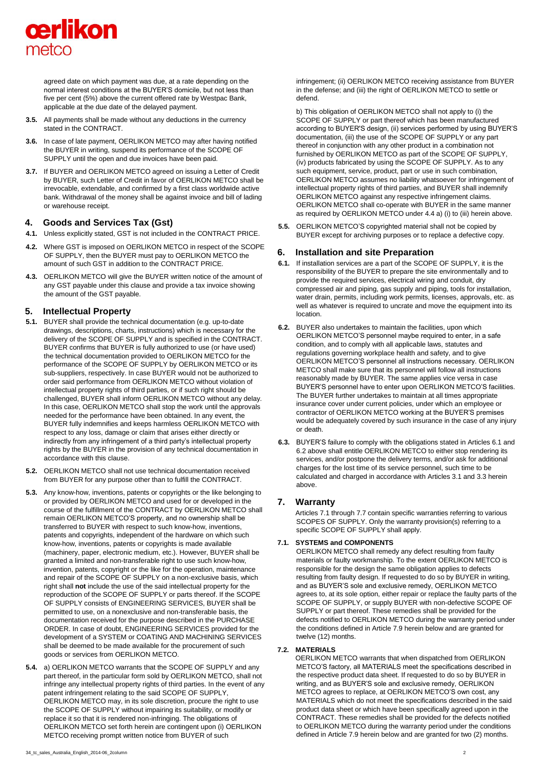agreed date on which payment was due, at a rate depending on the normal interest conditions at the BUYER'S domicile, but not less than five per cent (5%) above the current offered rate by Westpac Bank, applicable at the due date of the delayed payment.

**3.5.** All payments shall be made without any deductions in the currency stated in the CONTRACT.

**3.6.** In case of late payment, OERLIKON METCO may after having notified the BUYER in writing, suspend its performance of the SCOPE OF SUPPLY until the open and due invoices have been paid.

**3.7.** If BUYER and OERLIKON METCO agreed on issuing a Letter of Credit by BUYER, such Letter of Credit in favor of OERLIKON METCO shall be irrevocable, extendable, and confirmed by a first class worldwide active bank. Withdrawal of the money shall be against invoice and bill of lading or warehouse receipt.

## 4. Goods and Services Tax (Gst)

**4.1.** Unless explicitly stated, GST is not included in the CONTRACT PRICE.

**4.2.** Where GST is imposed on OERLIKON METCO in respect of the SCOPE OF SUPPLY, then the BUYER must pay to OERLIKON METCO the amount of such GST in addition to the CONTRACT PRICE.

**4.3.** OERLIKON METCO will give the BUYER written notice of the amount of any GST payable under this clause and provide a tax invoice showing the amount of the GST payable.

## 5. Intellectual Property

**5.1.** BUYER shall provide the technical documentation (e.g. up-to-date drawings, descriptions, charts, instructions) which is necessary for the delivery of the SCOPE OF SUPPLY and is specified in the CONTRACT. BUYER confirms that BUYER is fully authorized to use (or have used) the technical documentation provided to OERLIKON METCO for the performance of the SCOPE OF SUPPLY by OERLIKON METCO or its sub-suppliers, respectively. In case BUYER would not be authorized to order said performance from OERLIKON METCO without violation of intellectual property rights of third parties, or if such right should be challenged, BUYER shall inform OERLIKON METCO without any delay. In this case, OERLIKON METCO shall stop the work until the approvals needed for the performance have been obtained. In any event, the BUYER fully indemnifies and keeps harmless OERLIKON METCO with respect to any loss, damage or claim that arises either directly or indirectly from any infringement of a third party's intellectual property rights by the BUYER in the provision of any technical documentation in accordance with this clause.

**5.2.** OERLIKON METCO shall not use technical documentation received from BUYER for any purpose other than to fulfill the CONTRACT.

**5.3.** Any know-how, inventions, patents or copyrights or the like belonging to or provided by OERLIKON METCO and used for or developed in the course of the fulfillment of the CONTRACT by OERLIKON METCO shall remain OERLIKON METCO'S property, and no ownership shall be transferred to BUYER with respect to such know-how, inventions, patents and copyrights, independent of the hardware on which such know-how, inventions, patents or copyrights is made available (machinery, paper, electronic medium, etc.). However, BUYER shall be granted a limited and non-transferable right to use such know-how, invention, patents, copyright or the like for the operation, maintenance and repair of the SCOPE OF SUPPLY on a non-exclusive basis, which right shall **not** include the use of the said intellectual property for the reproduction of the SCOPE OF SUPPLY or parts thereof. If the SCOPE OF SUPPLY consists of ENGINEERING SERVICES, BUYER shall be permitted to use, on a nonexclusive and non-transferable basis, the documentation received for the purpose described in the PURCHASE ORDER. In case of doubt, ENGINEERING SERVICES provided for the development of a SYSTEM or COATING AND MACHINING SERVICES shall be deemed to be made available for the procurement of such goods or services from OERLIKON METCO.

**5.4.** a) OERLIKON METCO warrants that the SCOPE OF SUPPLY and any part thereof, in the particular form sold by OERLIKON METCO, shall not infringe any intellectual property rights of third parties. In the event of any patent infringement relating to the said SCOPE OF SUPPLY, OERLIKON METCO may, in its sole discretion, procure the right to use the SCOPE OF SUPPLY without impairing its suitability, or modify or replace it so that it is rendered non-infringing. The obligations of OERLIKON METCO set forth herein are contingent upon (i) OERLIKON METCO receiving prompt written notice from BUYER of such infringement; (ii) OERLIKON METCO receiving assistance from BUYER in the defense; and (iii) the right of OERLIKON METCO to settle or defend.

b) This obligation of OERLIKON METCO shall not apply to (i) the SCOPE OF SUPPLY or part thereof which has been manufactured according to BUYER'S design, (ii) services performed by using BUYER'S documentation, (iii) the use of the SCOPE OF SUPPLY or any part thereof in conjunction with any other product in a combination not furnished by OERLIKON METCO as part of the SCOPE OF SUPPLY, (iv) products fabricated by using the SCOPE OF SUPPLY. As to any such equipment, service, product, part or use in such combination, OERLIKON METCO assumes no liability whatsoever for infringement of intellectual property rights of third parties, and BUYER shall indemnify OERLIKON METCO against any respective infringement claims. OERLIKON METCO shall co-operate with BUYER in the same manner as required by OERLIKON METCO under 4.4 a) (i) to (iii) herein above.

**5.5.** OERLIKON METCO'S copyrighted material shall not be copied by BUYER except for archiving purposes or to replace a defective copy.

## 6. Installation and site Preparation

**6.1.** If installation services are a part of the SCOPE OF SUPPLY, it is the responsibility of the BUYER to prepare the site environmentally and to provide the required services, electrical wiring and conduit, dry compressed air and piping, gas supply and piping, tools for installation, water drain, permits, including work permits, licenses, approvals, etc. as well as whatever is required to uncrate and move the equipment into its location.

**6.2.** BUYER also undertakes to maintain the facilities, upon which OERLIKON METCO'S personnel maybe required to enter, in a safe condition, and to comply with all applicable laws, statutes and regulations governing workplace health and safety, and to give OERLIKON METCO'S personnel all instructions necessary. OERLIKON METCO shall make sure that its personnel will follow all instructions reasonably made by BUYER. The same applies vice versa in case BUYER'S personnel have to enter upon OERLIKON METCO'S facilities. The BUYER further undertakes to maintain at all times appropriate insurance cover under current policies, under which an employee or contractor of OERLIKON METCO working at the BUYER'S premises would be adequately covered by such insurance in the case of any injury or death.

**6.3.** BUYER'S failure to comply with the obligations stated in Articles 6.1 and 6.2 above shall entitle OERLIKON METCO to either stop rendering its services, and/or postpone the delivery terms, and/or ask for additional charges for the lost time of its service personnel, such time to be calculated and charged in accordance with Articles 3.1 and 3.3 herein above.

## 7. Warranty

Articles 7.1 through 7.7 contain specific warranties referring to various SCOPES OF SUPPLY. Only the warranty provision(s) referring to a specific SCOPE OF SUPPLY shall apply.

### 7.1. SYSTEMS and COMPONENTS

OERLIKON METCO shall remedy any defect resulting from faulty materials or faulty workmanship. To the extent OERLIKON METCO is responsible for the design the same obligation applies to defects resulting from faulty design. If requested to do so by BUYER in writing, and as BUYER'S sole and exclusive remedy, OERLIKON METCO agrees to, at its sole option, either repair or replace the faulty parts of the SCOPE OF SUPPLY, or supply BUYER with non-defective SCOPE OF SUPPLY or part thereof. These remedies shall be provided for the defects notified to OERLIKON METCO during the warranty period under the conditions defined in Article 7.9 herein below and are granted for twelve (12) months.

### 7.2. MATERIALS

OERLIKON METCO warrants that when dispatched from OERLIKON METCO'S factory, all MATERIALS meet the specifications described in the respective product data sheet. If requested to do so by BUYER in writing, and as BUYER'S sole and exclusive remedy, OERLIKON METCO agrees to replace, at OERLIKON METCO'S own cost, any MATERIALS which do not meet the specifications described in the said product data sheet or which have been specifically agreed upon in the CONTRACT. These remedies shall be provided for the defects notified to OERLIKON METCO during the warranty period under the conditions defined in Article 7.9 herein below and are granted for two (2) months.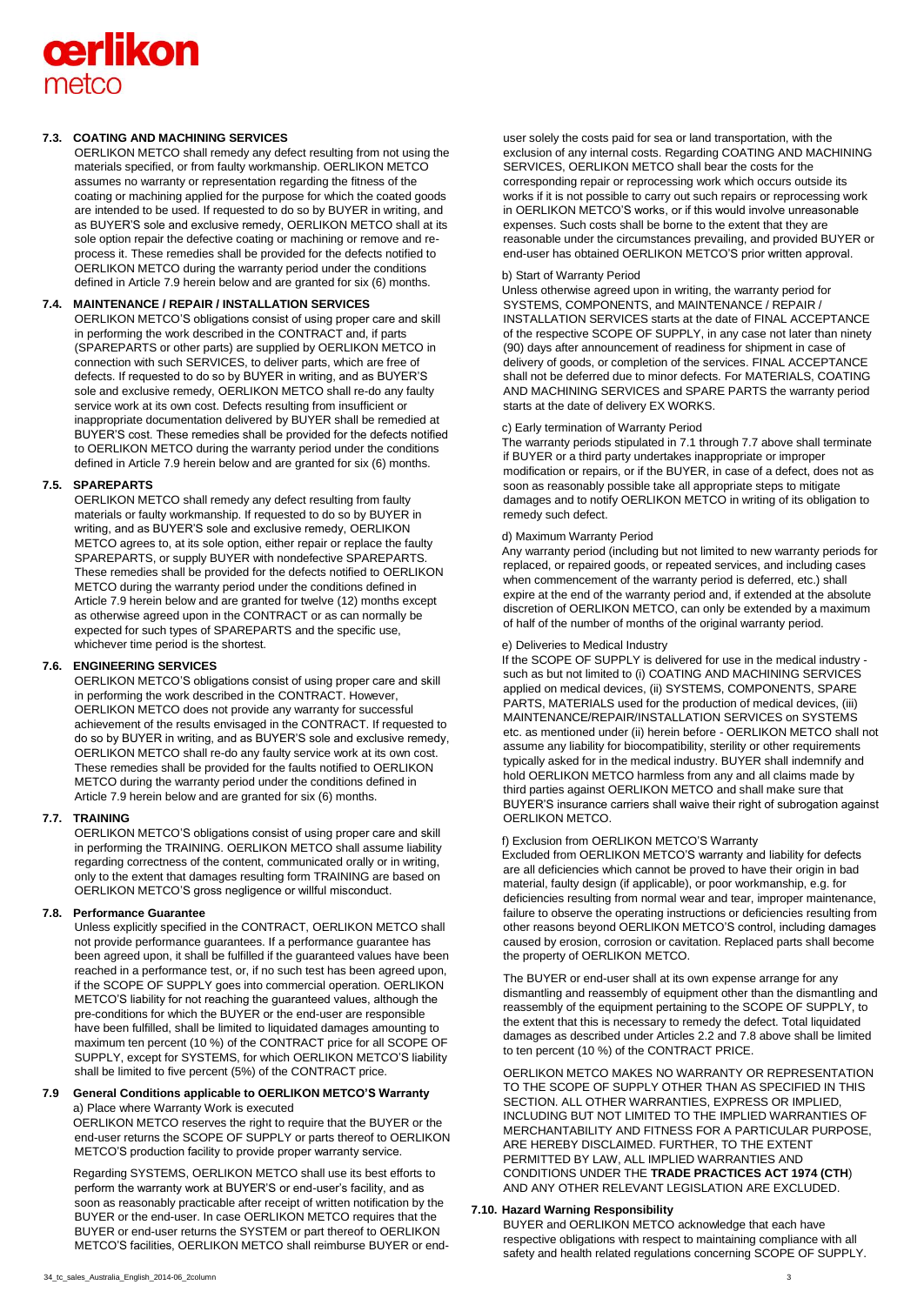### 7.3. COATING AND MACHINING SERVICES

OERLIKON METCO shall remedy any defect resulting from not using the materials specified, or from faulty workmanship. OERLIKON METCO assumes no warranty or representation regarding the fitness of the coating or machining applied for the purpose for which the coated goods are intended to be used. If requested to do so by BUYER in writing, and as BUYER'S sole and exclusive remedy, OERLIKON METCO shall at its sole option repair the defective coating or machining or remove and re-process it. These remedies shall be provided for the defects notified to OERLIKON METCO during the warranty period under the conditions defined in Article 7.9 herein below and are granted for six (6) months.

### 7.4. MAINTENANCE / REPAIR / INSTALLATION SERVICES

OERLIKON METCO'S obligations consist of using proper care and skill in performing the work described in the CONTRACT and, if parts (SPAREPARTS or other parts) are supplied by OERLIKON METCO in connection with such SERVICES, to deliver parts, which are free of defects. If requested to do so by BUYER in writing, and as BUYER'S sole and exclusive remedy, OERLIKON METCO shall re-do any faulty service work at its own cost. Defects resulting from insufficient or inappropriate documentation delivered by BUYER shall be remedied at BUYER'S cost. These remedies shall be provided for the defects notified to OERLIKON METCO during the warranty period under the conditions defined in Article 7.9 herein below and are granted for six (6) months.

### 7.5. SPAREPARTS

OERLIKON METCO shall remedy any defect resulting from faulty materials or faulty workmanship. If requested to do so by BUYER in writing, and as BUYER'S sole and exclusive remedy, OERLIKON METCO agrees to, at its sole option, either repair or replace the faulty SPAREPARTS, or supply BUYER with nondefective SPAREPARTS. These remedies shall be provided for the defects notified to OERLIKON METCO during the warranty period under the conditions defined in Article 7.9 herein below and are granted for twelve (12) months except as otherwise agreed upon in the CONTRACT or as can normally be expected for such types of SPAREPARTS and the specific use, whichever time period is the shortest.

### 7.6. ENGINEERING SERVICES

OERLIKON METCO'S obligations consist of using proper care and skill in performing the work described in the CONTRACT. However, OERLIKON METCO does not provide any warranty for successful achievement of the results envisaged in the CONTRACT. If requested to do so by BUYER in writing, and as BUYER'S sole and exclusive remedy, OERLIKON METCO shall re-do any faulty service work at its own cost. These remedies shall be provided for the faults notified to OERLIKON METCO during the warranty period under the conditions defined in Article 7.9 herein below and are granted for six (6) months.

### 7.7. TRAINING

OERLIKON METCO'S obligations consist of using proper care and skill in performing the TRAINING. OERLIKON METCO shall assume liability regarding correctness of the content, communicated orally or in writing, only to the extent that damages resulting form TRAINING are based on OERLIKON METCO'S gross negligence or willful misconduct.

### 7.8. Performance Guarantee

Unless explicitly specified in the CONTRACT, OERLIKON METCO shall not provide performance guarantees. If a performance guarantee has been agreed upon, it shall be fulfilled if the guaranteed values have been reached in a performance test, or, if no such test has been agreed upon, if the SCOPE OF SUPPLY goes into commercial operation. OERLIKON METCO'S liability for not reaching the guaranteed values, although the pre-conditions for which the BUYER or the end-user are responsible have been fulfilled, shall be limited to liquidated damages amounting to maximum ten percent (10 %) of the CONTRACT price for all SCOPE OF SUPPLY, except for SYSTEMS, for which OERLIKON METCO'S liability shall be limited to five percent (5%) of the CONTRACT price.

### 7.9 General Conditions applicable to OERLIKON METCO'S Warranty

a) Place where Warranty Work is executed

OERLIKON METCO reserves the right to require that the BUYER or the end-user returns the SCOPE OF SUPPLY or parts thereof to OERLIKON METCO'S production facility to provide proper warranty service.

Regarding SYSTEMS, OERLIKON METCO shall use its best efforts to perform the warranty work at BUYER'S or end-user's facility, and as soon as reasonably practicable after receipt of written notification by the BUYER or the end-user. In case OERLIKON METCO requires that the BUYER or end-user returns the SYSTEM or part thereof to OERLIKON METCO'S facilities, OERLIKON METCO shall reimburse BUYER or end-user solely the costs paid for sea or land transportation, with the exclusion of any internal costs. Regarding COATING AND MACHINING SERVICES, OERLIKON METCO shall bear the costs for the corresponding repair or reprocessing work which occurs outside its works if it is not possible to carry out such repairs or reprocessing work in OERLIKON METCO'S works, or if this would involve unreasonable expenses. Such costs shall be borne to the extent that they are reasonable under the circumstances prevailing, and provided BUYER or end-user has obtained OERLIKON METCO'S prior written approval.

b) Start of Warranty Period

Unless otherwise agreed upon in writing, the warranty period for SYSTEMS, COMPONENTS, and MAINTENANCE / REPAIR / INSTALLATION SERVICES starts at the date of FINAL ACCEPTANCE of the respective SCOPE OF SUPPLY, in any case not later than ninety (90) days after announcement of readiness for shipment in case of delivery of goods, or completion of the services. FINAL ACCEPTANCE shall not be deferred due to minor defects. For MATERIALS, COATING AND MACHINING SERVICES and SPARE PARTS the warranty period starts at the date of delivery EX WORKS.

c) Early termination of Warranty Period

The warranty periods stipulated in 7.1 through 7.7 above shall terminate if BUYER or a third party undertakes inappropriate or improper modification or repairs, or if the BUYER, in case of a defect, does not as soon as reasonably possible take all appropriate steps to mitigate damages and to notify OERLIKON METCO in writing of its obligation to remedy such defect.

d) Maximum Warranty Period

Any warranty period (including but not limited to new warranty periods for replaced, or repaired goods, or repeated services, and including cases when commencement of the warranty period is deferred, etc.) shall expire at the end of the warranty period and, if extended at the absolute discretion of OERLIKON METCO, can only be extended by a maximum of half of the number of months of the original warranty period.

e) Deliveries to Medical Industry

If the SCOPE OF SUPPLY is delivered for use in the medical industry - such as but not limited to (i) COATING AND MACHINING SERVICES applied on medical devices, (ii) SYSTEMS, COMPONENTS, SPARE PARTS, MATERIALS used for the production of medical devices, (iii) MAINTENANCE/REPAIR/INSTALLATION SERVICES on SYSTEMS etc. as mentioned under (ii) herein before - OERLIKON METCO shall not assume any liability for biocompatibility, sterility or other requirements typically asked for in the medical industry. BUYER shall indemnify and hold OERLIKON METCO harmless from any and all claims made by third parties against OERLIKON METCO and shall make sure that BUYER'S insurance carriers shall waive their right of subrogation against OERLIKON METCO.

f) Exclusion from OERLIKON METCO'S Warranty

Excluded from OERLIKON METCO'S warranty and liability for defects are all deficiencies which cannot be proved to have their origin in bad material, faulty design (if applicable), or poor workmanship, e.g. for deficiencies resulting from normal wear and tear, improper maintenance, failure to observe the operating instructions or deficiencies resulting from other reasons beyond OERLIKON METCO'S control, including damages caused by erosion, corrosion or cavitation. Replaced parts shall become the property of OERLIKON METCO.

The BUYER or end-user shall at its own expense arrange for any dismantling and reassembly of equipment other than the dismantling and reassembly of the equipment pertaining to the SCOPE OF SUPPLY, to the extent that this is necessary to remedy the defect. Total liquidated damages as described under Articles 2.2 and 7.8 above shall be limited to ten percent (10 %) of the CONTRACT PRICE.

OERLIKON METCO MAKES NO WARRANTY OR REPRESENTATION TO THE SCOPE OF SUPPLY OTHER THAN AS SPECIFIED IN THIS SECTION. ALL OTHER WARRANTIES, EXPRESS OR IMPLIED, INCLUDING BUT NOT LIMITED TO THE IMPLIED WARRANTIES OF MERCHANTABILITY AND FITNESS FOR A PARTICULAR PURPOSE, ARE HEREBY DISCLAIMED. FURTHER, TO THE EXTENT PERMITTED BY LAW, ALL IMPLIED WARRANTIES AND CONDITIONS UNDER THE **TRADE PRACTICES ACT 1974 (CTH**) AND ANY OTHER RELEVANT LEGISLATION ARE EXCLUDED.

### 7.10. Hazard Warning Responsibility

BUYER and OERLIKON METCO acknowledge that each have respective obligations with respect to maintaining compliance with all safety and health related regulations concerning SCOPE OF SUPPLY.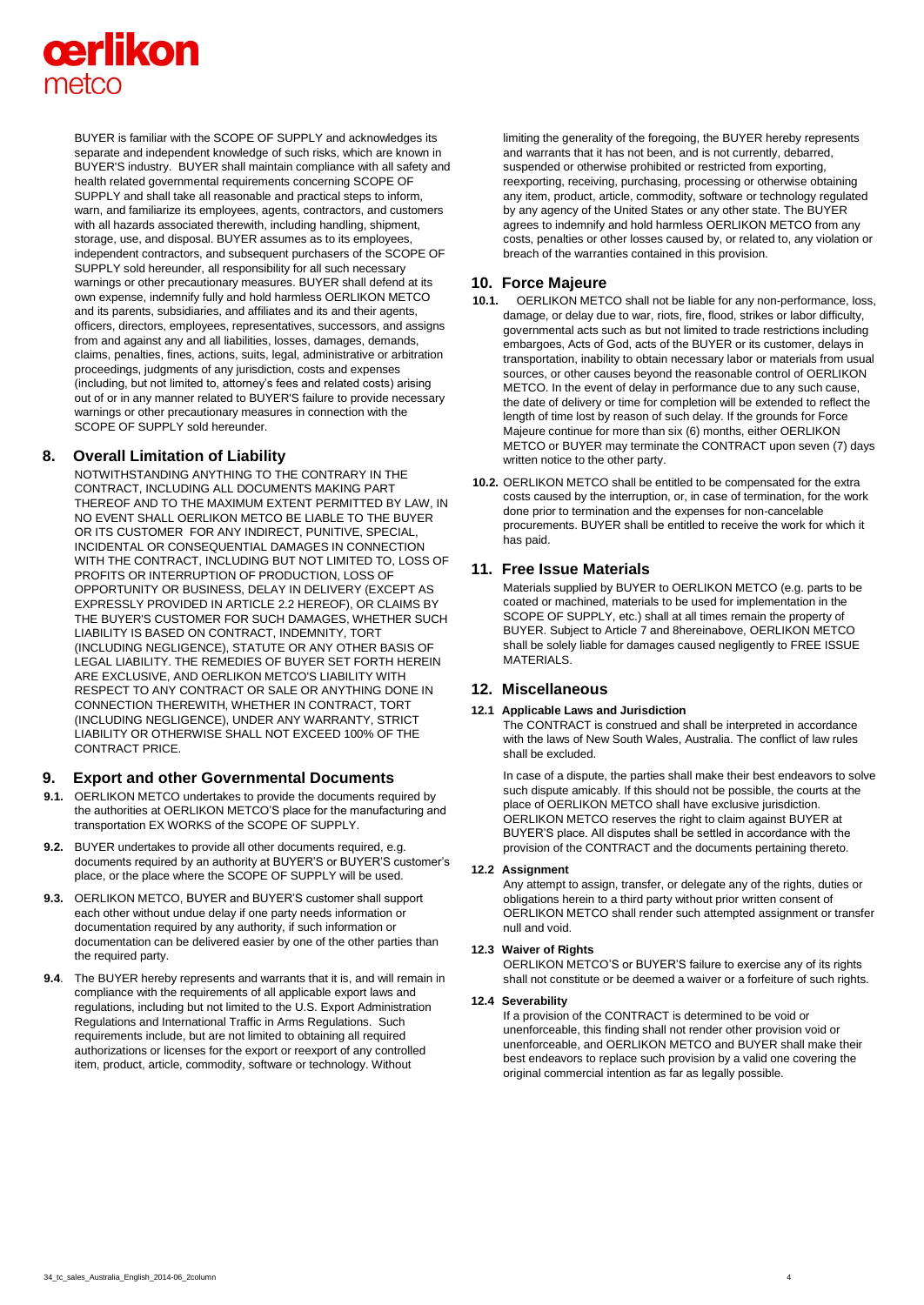BUYER is familiar with the SCOPE OF SUPPLY and acknowledges its separate and independent knowledge of such risks, which are known in BUYER'S industry. BUYER shall maintain compliance with all safety and health related governmental requirements concerning SCOPE OF SUPPLY and shall take all reasonable and practical steps to inform, warn, and familiarize its employees, agents, contractors, and customers with all hazards associated therewith, including handling, shipment, storage, use, and disposal. BUYER assumes as to its employees, independent contractors, and subsequent purchasers of the SCOPE OF SUPPLY sold hereunder, all responsibility for all such necessary warnings or other precautionary measures. BUYER shall defend at its own expense, indemnify fully and hold harmless OERLIKON METCO and its parents, subsidiaries, and affiliates and its and their agents, officers, directors, employees, representatives, successors, and assigns from and against any and all liabilities, losses, damages, demands, claims, penalties, fines, actions, suits, legal, administrative or arbitration proceedings, judgments of any jurisdiction, costs and expenses (including, but not limited to, attorney's fees and related costs) arising out of or in any manner related to BUYER'S failure to provide necessary warnings or other precautionary measures in connection with the SCOPE OF SUPPLY sold hereunder.

## 8. Overall Limitation of Liability

NOTWITHSTANDING ANYTHING TO THE CONTRARY IN THE CONTRACT, INCLUDING ALL DOCUMENTS MAKING PART THEREOF AND TO THE MAXIMUM EXTENT PERMITTED BY LAW, IN NO EVENT SHALL OERLIKON METCO BE LIABLE TO THE BUYER OR ITS CUSTOMER FOR ANY INDIRECT, PUNITIVE, SPECIAL, INCIDENTAL OR CONSEQUENTIAL DAMAGES IN CONNECTION WITH THE CONTRACT, INCLUDING BUT NOT LIMITED TO, LOSS OF PROFITS OR INTERRUPTION OF PRODUCTION, LOSS OF OPPORTUNITY OR BUSINESS, DELAY IN DELIVERY (EXCEPT AS EXPRESSLY PROVIDED IN ARTICLE 2.2 HEREOF), OR CLAIMS BY THE BUYER'S CUSTOMER FOR SUCH DAMAGES, WHETHER SUCH LIABILITY IS BASED ON CONTRACT, INDEMNITY, TORT (INCLUDING NEGLIGENCE), STATUTE OR ANY OTHER BASIS OF LEGAL LIABILITY. THE REMEDIES OF BUYER SET FORTH HEREIN ARE EXCLUSIVE, AND OERLIKON METCO'S LIABILITY WITH RESPECT TO ANY CONTRACT OR SALE OR ANYTHING DONE IN CONNECTION THEREWITH, WHETHER IN CONTRACT, TORT (INCLUDING NEGLIGENCE), UNDER ANY WARRANTY, STRICT LIABILITY OR OTHERWISE SHALL NOT EXCEED 100% OF THE CONTRACT PRICE.

## 9. Export and other Governmental Documents

**9.1.** OERLIKON METCO undertakes to provide the documents required by the authorities at OERLIKON METCO'S place for the manufacturing and transportation EX WORKS of the SCOPE OF SUPPLY.

**9.2.** BUYER undertakes to provide all other documents required, e.g. documents required by an authority at BUYER'S or BUYER'S customer's place, or the place where the SCOPE OF SUPPLY will be used.

**9.3.** OERLIKON METCO, BUYER and BUYER'S customer shall support each other without undue delay if one party needs information or documentation required by any authority, if such information or documentation can be delivered easier by one of the other parties than the required party.

**9.4**. The BUYER hereby represents and warrants that it is, and will remain in compliance with the requirements of all applicable export laws and regulations, including but not limited to the U.S. Export Administration Regulations and International Traffic in Arms Regulations. Such requirements include, but are not limited to obtaining all required authorizations or licenses for the export or reexport of any controlled item, product, article, commodity, software or technology. Without limiting the generality of the foregoing, the BUYER hereby represents and warrants that it has not been, and is not currently, debarred, suspended or otherwise prohibited or restricted from exporting, reexporting, receiving, purchasing, processing or otherwise obtaining any item, product, article, commodity, software or technology regulated by any agency of the United States or any other state. The BUYER agrees to indemnify and hold harmless OERLIKON METCO from any costs, penalties or other losses caused by, or related to, any violation or breach of the warranties contained in this provision.

## 10. Force Majeure

**10.1.** OERLIKON METCO shall not be liable for any non-performance, loss, damage, or delay due to war, riots, fire, flood, strikes or labor difficulty, governmental acts such as but not limited to trade restrictions including embargoes, Acts of God, acts of the BUYER or its customer, delays in transportation, inability to obtain necessary labor or materials from usual sources, or other causes beyond the reasonable control of OERLIKON METCO. In the event of delay in performance due to any such cause, the date of delivery or time for completion will be extended to reflect the length of time lost by reason of such delay. If the grounds for Force Majeure continue for more than six (6) months, either OERLIKON METCO or BUYER may terminate the CONTRACT upon seven (7) days written notice to the other party.

**10.2.** OERLIKON METCO shall be entitled to be compensated for the extra costs caused by the interruption, or, in case of termination, for the work done prior to termination and the expenses for non-cancelable procurements. BUYER shall be entitled to receive the work for which it has paid.

## 11. Free Issue Materials

Materials supplied by BUYER to OERLIKON METCO (e.g. parts to be coated or machined, materials to be used for implementation in the SCOPE OF SUPPLY, etc.) shall at all times remain the property of BUYER. Subject to Article 7 and 8hereinabove, OERLIKON METCO shall be solely liable for damages caused negligently to FREE ISSUE MATERIALS.

## 12. Miscellaneous

### 12.1 Applicable Laws and Jurisdiction

The CONTRACT is construed and shall be interpreted in accordance with the laws of New South Wales, Australia. The conflict of law rules shall be excluded.

In case of a dispute, the parties shall make their best endeavors to solve such dispute amicably. If this should not be possible, the courts at the place of OERLIKON METCO shall have exclusive jurisdiction. OERLIKON METCO reserves the right to claim against BUYER at BUYER'S place. All disputes shall be settled in accordance with the provision of the CONTRACT and the documents pertaining thereto.

### 12.2 Assignment

Any attempt to assign, transfer, or delegate any of the rights, duties or obligations herein to a third party without prior written consent of OERLIKON METCO shall render such attempted assignment or transfer null and void.

### 12.3 Waiver of Rights

OERLIKON METCO'S or BUYER'S failure to exercise any of its rights shall not constitute or be deemed a waiver or a forfeiture of such rights.

### 12.4 Severability

If a provision of the CONTRACT is determined to be void or unenforceable, this finding shall not render other provision void or unenforceable, and OERLIKON METCO and BUYER shall make their best endeavors to replace such provision by a valid one covering the original commercial intention as far as legally possible.